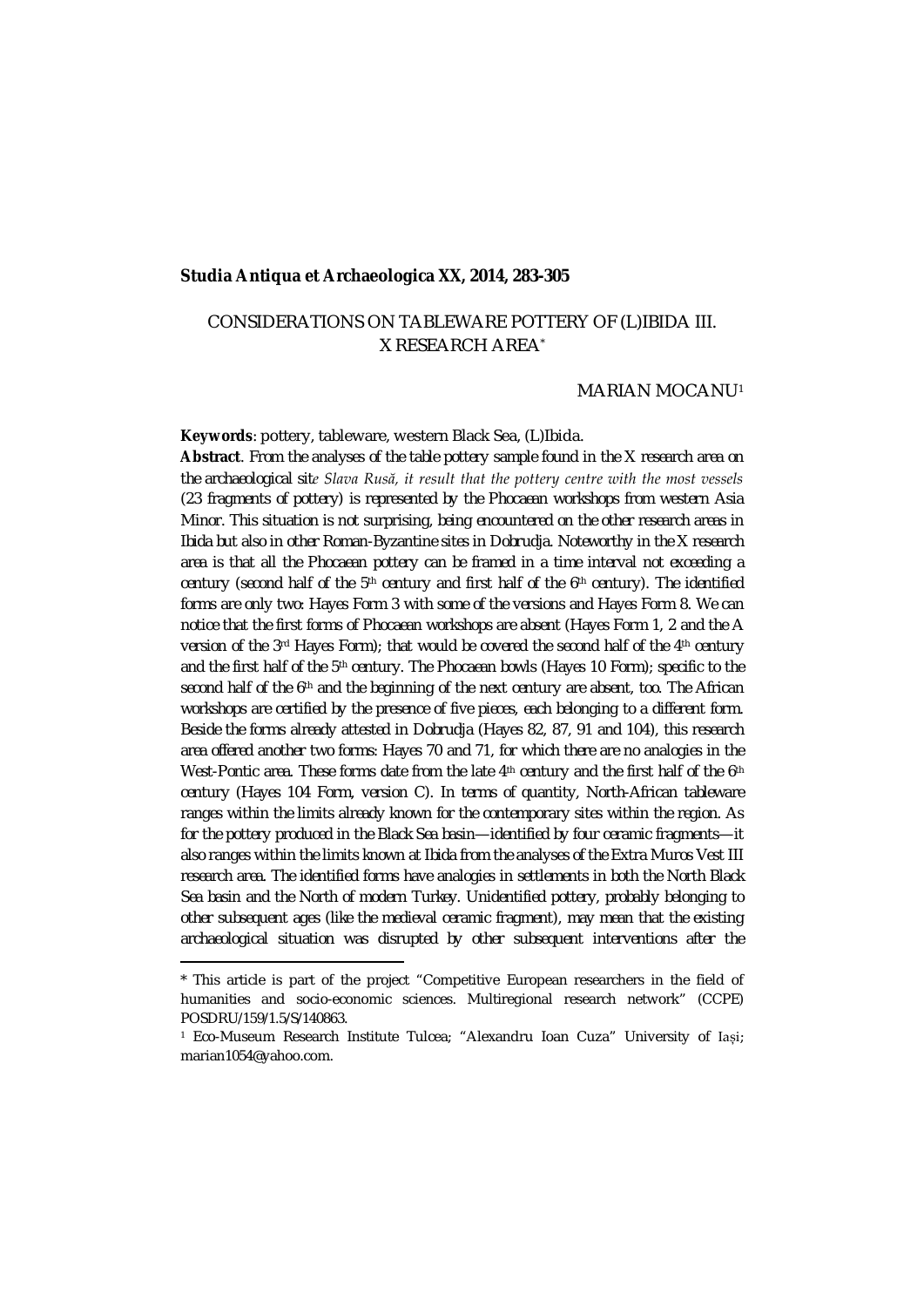**Studia Antiqua et Archaeologica XX, 2014, 283-305**

# CONSIDERATIONS ON TABLEWARE POTTERY OF (L)IBIDA III. X RESEARCH AREA*

MARIAN MOCANU[1]

**Keywords**: pottery, tableware, western Black Sea, (L)Ibida.

**Abstract**. From the analyses of the table pottery sample found in the X research area on the archaeological site Slava Rusă, it result that the pottery centre with the most vessels (23 fragments of pottery) is represented by the Phocaean workshops from western Asia Minor. This situation is not surprising, being encountered on the other research areas in Ibida but also in other Roman-Byzantine sites in Dobrudja. Noteworthy in the X research area is that all the Phocaean pottery can be framed in a time interval not exceeding a century (second half of the 5th century and first half of the 6th century). The identified forms are only two: Hayes Form 3 with some of the versions and Hayes Form 8. We can notice that the first forms of Phocaean workshops are absent (Hayes Form 1, 2 and the A version of the 3rd Hayes Form); that would be covered the second half of the 4th century and the first half of the 5th century. The Phocaean bowls (Hayes 10 Form); specific to the second half of the 6th and the beginning of the next century are absent, too. The African workshops are certified by the presence of five pieces, each belonging to a different form. Beside the forms already attested in Dobrudja (Hayes 82, 87, 91 and 104), this research area offered another two forms: Hayes 70 and 71, for which there are no analogies in the West-Pontic area. These forms date from the late 4th century and the first half of the 6th century (Hayes 104 Form, version C). In terms of quantity, North-African tableware ranges within the limits already known for the contemporary sites within the region. As for the pottery produced in the Black Sea basin—identified by four ceramic fragments—it also ranges within the limits known at Ibida from the analyses of the Extra Muros Vest III research area. The identified forms have analogies in settlements in both the North Black Sea basin and the North of modern Turkey. Unidentified pottery, probably belonging to other subsequent ages (like the medieval ceramic fragment), may mean that the existing archaeological situation was disrupted by other subsequent interventions after the

---

* This article is part of the project "Competitive European researchers in the field of humanities and socio-economic sciences. Multiregional research network" (CCPE) POSDRU/159/1.5/S/140863.

[1] Eco-Museum Research Institute Tulcea; "Alexandru Ioan Cuza" University of Iași; marian1054@yahoo.com.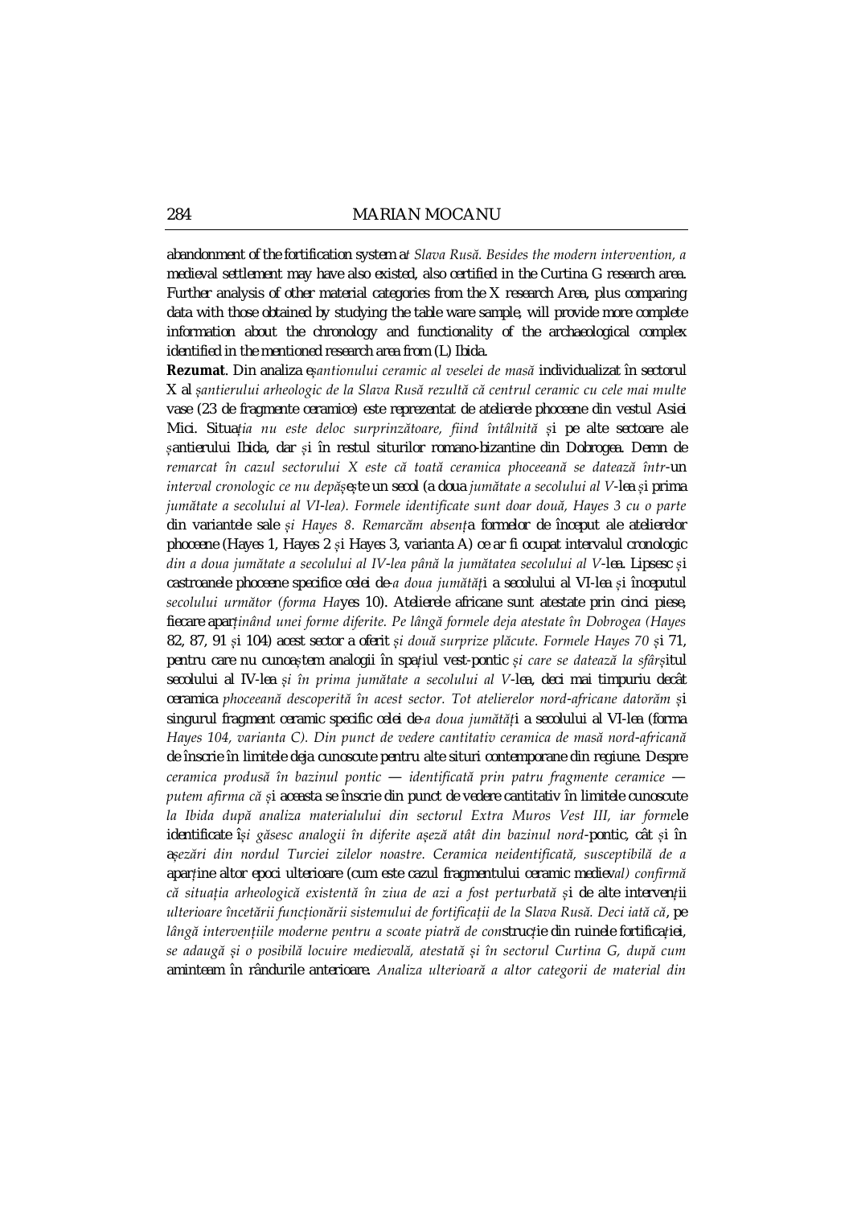abandonment of the fortification system at Slava Rusă. Besides the modern intervention, a medieval settlement may have also existed, also certified in the Curtina G research area. Further analysis of other material categories from the X research Area, plus comparing data with those obtained by studying the table ware sample, will provide more complete information about the chronology and functionality of the archaeological complex identified in the mentioned research area from (L) Ibida.

**Rezumat**. Din analiza eșantionului ceramic al veselei de masă individualizat în sectorul X al șantierului arheologic de la Slava Rusă rezultă că centrul ceramic cu cele mai multe vase (23 de fragmente ceramice) este reprezentat de atelierele phoceene din vestul Asiei Mici. Situația nu este deloc surprinzătoare, fiind întâlnită și pe alte sectoare ale șantierului Ibida, dar și în restul siturilor romano-bizantine din Dobrogea. Demn de remarcat în cazul sectorului X este că toată ceramica phoceeană se datează într-un interval cronologic ce nu depășește un secol (a doua jumătate a secolului al V-lea și prima jumătate a secolului al VI-lea). Formele identificate sunt doar două, Hayes 3 cu o parte din variantele sale și Hayes 8. Remarcăm absența formelor de început ale atelierelor phoceene (Hayes 1, Hayes 2 și Hayes 3, varianta A) ce ar fi ocupat intervalul cronologic din a doua jumătate a secolului al IV-lea până la jumătatea secolului al V-lea. Lipsesc și castroanele phoceene specifice celei de-a doua jumătăți a secolului al VI-lea și începutul secolului următor (forma Hayes 10). Atelierele africane sunt atestate prin cinci piese, fiecare aparținând unei forme diferite. Pe lângă formele deja atestate în Dobrogea (Hayes 82, 87, 91 și 104) acest sector a oferit și două surprize plăcute. Formele Hayes 70 și 71, pentru care nu cunoaștem analogii în spațiul vest-pontic și care se datează la sfârșitul secolului al IV-lea și în prima jumătate a secolului al V-lea, deci mai timpuriu decât ceramica phoceeană descoperită în acest sector. Tot atelierelor nord-africane datorăm și singurul fragment ceramic specific celei de-a doua jumătăți a secolului al VI-lea (forma Hayes 104, varianta C). Din punct de vedere cantitativ ceramica de masă nord-africană de înscrie în limitele deja cunoscute pentru alte situri contemporane din regiune. Despre ceramica produsă în bazinul pontic — identificată prin patru fragmente ceramice — putem afirma că și aceasta se înscrie din punct de vedere cantitativ în limitele cunoscute la Ibida după analiza materialului din sectorul Extra Muros Vest III, iar formele identificate își găsesc analogii în diferite așeză atât din bazinul nord-pontic, cât și în așezări din nordul Turciei zilelor noastre. Ceramica neidentificată, susceptibilă de a aparține altor epoci ulterioare (cum este cazul fragmentului ceramic medieval) confirmă că situația arheologică existentă în ziua de azi a fost perturbată și de alte intervenții ulterioare încetării funcționării sistemului de fortificații de la Slava Rusă. Deci iată că, pe lângă intervențiile moderne pentru a scoate piatră de construcție din ruinele fortificației, se adaugă și o posibilă locuire medievală, atestată și în sectorul Curtina G, după cum aminteam în rândurile anterioare. Analiza ulterioară a altor categorii de material din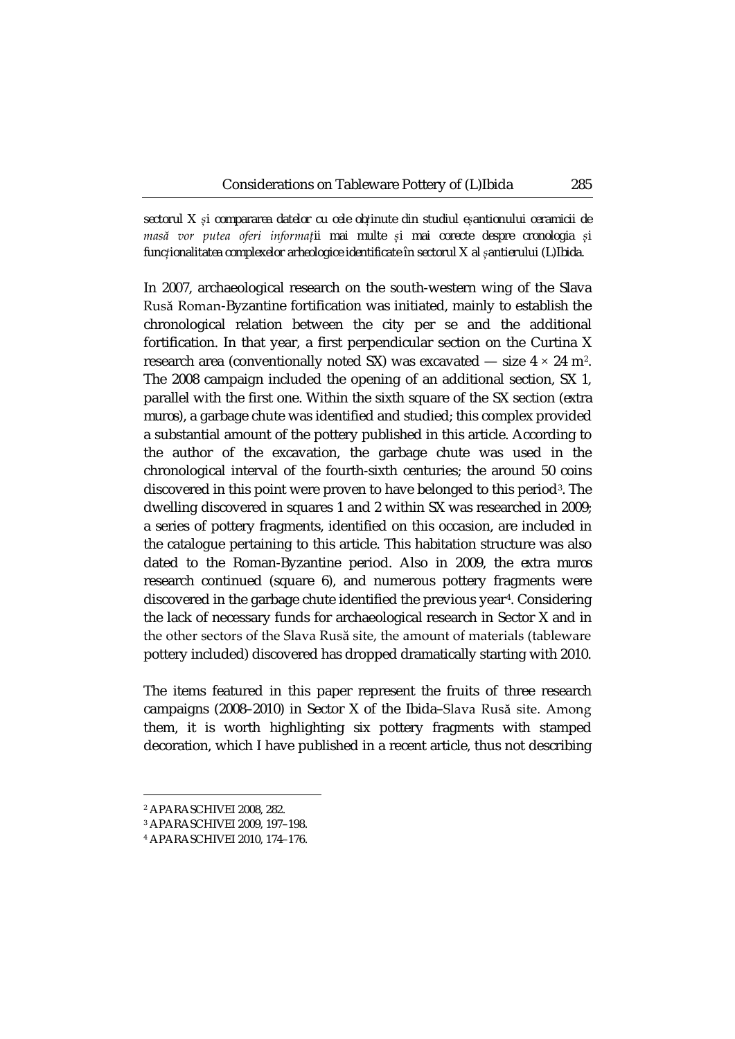*sectorul X și compararea datelor cu cele obținute din studiul eșantionului ceramicii de masă vor putea oferi informații mai multe și mai corecte despre cronologia și funcționalitatea complexelor arheologice identificate în sectorul X al șantierului (L)Ibida.*

In 2007, archaeological research on the south-western wing of the Slava Rusă Roman-Byzantine fortification was initiated, mainly to establish the chronological relation between the city per se and the additional fortification. In that year, a first perpendicular section on the Curtina X research area (conventionally noted SX) was excavated — size $4 \times 24$ m[2]. The 2008 campaign included the opening of an additional section, SX 1, parallel with the first one. Within the sixth square of the SX section (*extra muros*), a garbage chute was identified and studied; this complex provided a substantial amount of the pottery published in this article. According to the author of the excavation, the garbage chute was used in the chronological interval of the fourth-sixth centuries; the around 50 coins discovered in this point were proven to have belonged to this period[3]. The dwelling discovered in squares 1 and 2 within SX was researched in 2009; a series of pottery fragments, identified on this occasion, are included in the catalogue pertaining to this article. This habitation structure was also dated to the Roman-Byzantine period. Also in 2009, the *extra muros* research continued (square 6), and numerous pottery fragments were discovered in the garbage chute identified the previous year[4]. Considering the lack of necessary funds for archaeological research in Sector X and in the other sectors of the Slava Rusă site, the amount of materials (tableware pottery included) discovered has dropped dramatically starting with 2010.

The items featured in this paper represent the fruits of three research campaigns (2008–2010) in Sector X of the Ibida–Slava Rusă site. Among them, it is worth highlighting six pottery fragments with stamped decoration, which I have published in a recent article, thus not describing

---

[2] APARASCHIVEI 2008, 282.

[3] APARASCHIVEI 2009, 197–198.

[4] APARASCHIVEI 2010, 174–176.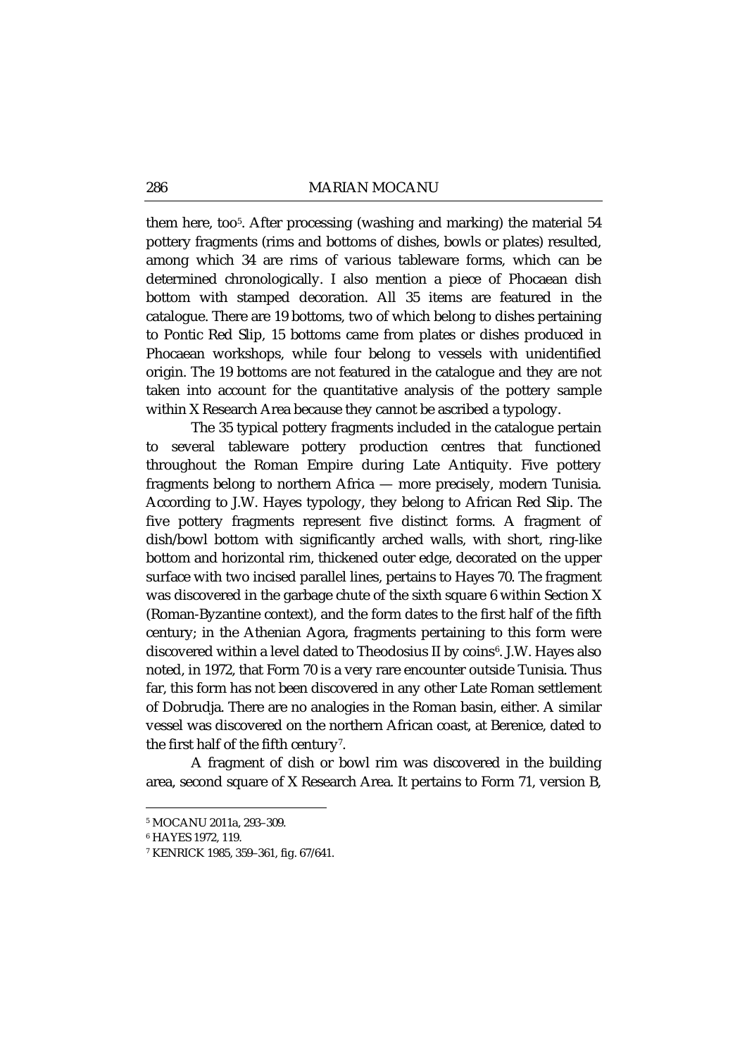them here, too[5]. After processing (washing and marking) the material 54 pottery fragments (rims and bottoms of dishes, bowls or plates) resulted, among which 34 are rims of various tableware forms, which can be determined chronologically. I also mention a piece of Phocaean dish bottom with stamped decoration. All 35 items are featured in the catalogue. There are 19 bottoms, two of which belong to dishes pertaining to Pontic Red Slip, 15 bottoms came from plates or dishes produced in Phocaean workshops, while four belong to vessels with unidentified origin. The 19 bottoms are not featured in the catalogue and they are not taken into account for the quantitative analysis of the pottery sample within X Research Area because they cannot be ascribed a typology.

The 35 typical pottery fragments included in the catalogue pertain to several tableware pottery production centres that functioned throughout the Roman Empire during Late Antiquity. Five pottery fragments belong to northern Africa — more precisely, modern Tunisia. According to J.W. Hayes typology, they belong to African Red Slip. The five pottery fragments represent five distinct forms. A fragment of dish/bowl bottom with significantly arched walls, with short, ring-like bottom and horizontal rim, thickened outer edge, decorated on the upper surface with two incised parallel lines, pertains to Hayes 70. The fragment was discovered in the garbage chute of the sixth square 6 within Section X (Roman-Byzantine context), and the form dates to the first half of the fifth century; in the Athenian Agora, fragments pertaining to this form were discovered within a level dated to Theodosius II by coins[6]. J.W. Hayes also noted, in 1972, that Form 70 is a very rare encounter outside Tunisia. Thus far, this form has not been discovered in any other Late Roman settlement of Dobrudja. There are no analogies in the Roman basin, either. A similar vessel was discovered on the northern African coast, at Berenice, dated to the first half of the fifth century[7].

A fragment of dish or bowl rim was discovered in the building area, second square of X Research Area. It pertains to Form 71, version B,

---

[5] MOCANU 2011a, 293–309.

[6] HAYES 1972, 119.

[7] KENRICK 1985, 359–361, fig. 67/641.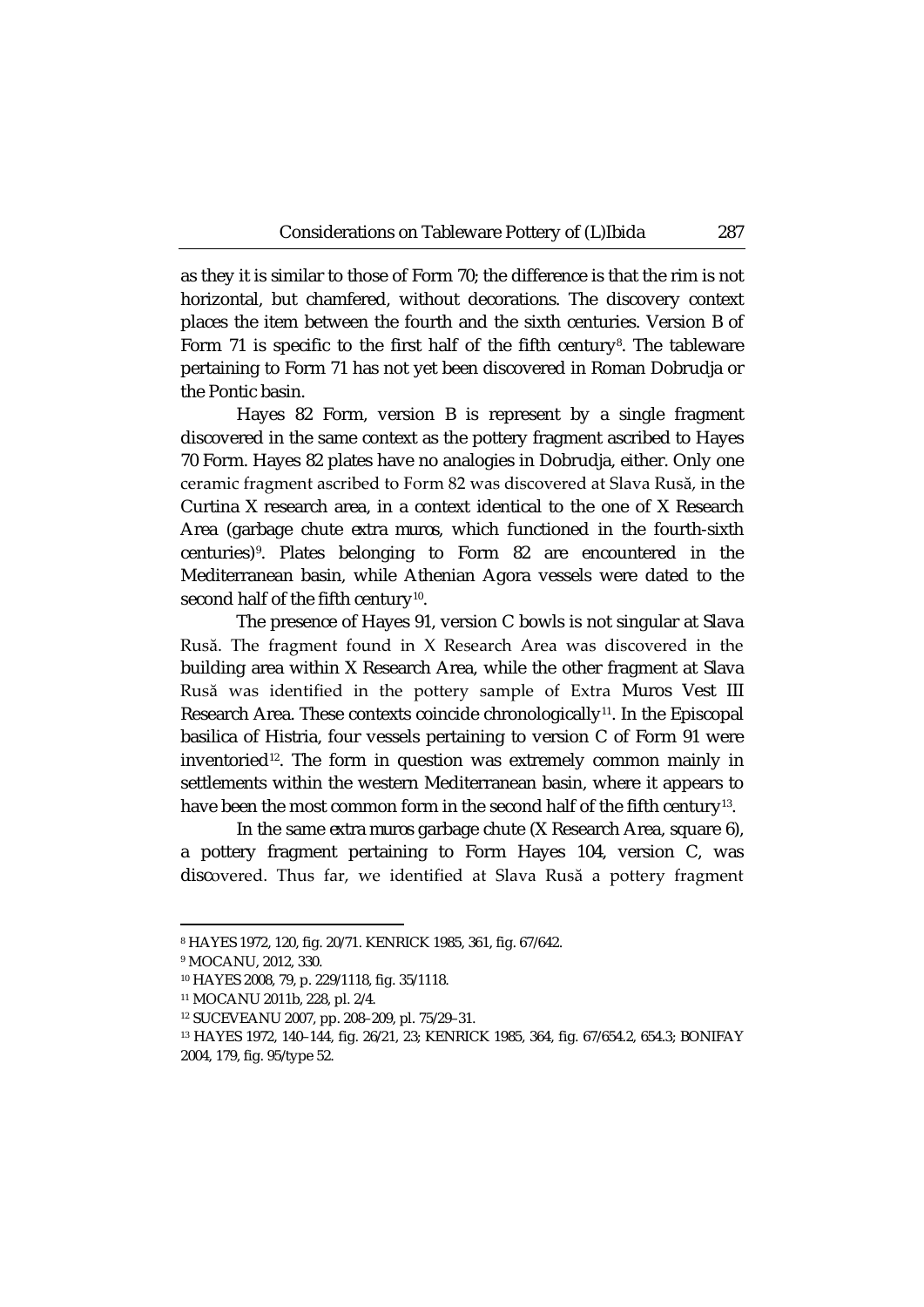as they it is similar to those of Form 70; the difference is that the rim is not horizontal, but chamfered, without decorations. The discovery context places the item between the fourth and the sixth centuries. Version B of Form 71 is specific to the first half of the fifth century[8]. The tableware pertaining to Form 71 has not yet been discovered in Roman Dobrudja or the Pontic basin.

Hayes 82 Form, version B is represent by a single fragment discovered in the same context as the pottery fragment ascribed to Hayes 70 Form. Hayes 82 plates have no analogies in Dobrudja, either. Only one ceramic fragment ascribed to Form 82 was discovered at Slava Rusă, in the Curtina X research area, in a context identical to the one of X Research Area (garbage chute *extra muros*, which functioned in the fourth-sixth centuries)[9]. Plates belonging to Form 82 are encountered in the Mediterranean basin, while Athenian Agora vessels were dated to the second half of the fifth century[10].

The presence of Hayes 91, version C bowls is not singular at Slava Rusă. The fragment found in X Research Area was discovered in the building area within X Research Area, while the other fragment at Slava Rusă was identified in the pottery sample of Extra Muros Vest III Research Area. These contexts coincide chronologically[11]. In the Episcopal basilica of Histria, four vessels pertaining to version C of Form 91 were inventoried[12]. The form in question was extremely common mainly in settlements within the western Mediterranean basin, where it appears to have been the most common form in the second half of the fifth century[13].

In the same *extra muros* garbage chute (X Research Area, square 6), a pottery fragment pertaining to Form Hayes 104, version C, was discovered. Thus far, we identified at Slava Rusă a pottery fragment

---

[8] HAYES 1972, 120, fig. 20/71. KENRICK 1985, 361, fig. 67/642.

[9] MOCANU, 2012, 330.

[10] HAYES 2008, 79, p. 229/1118, fig. 35/1118.

[11] MOCANU 2011b, 228, pl. 2/4.

[12] SUCEVEANU 2007, pp. 208–209, pl. 75/29–31.

[13] HAYES 1972, 140–144, fig. 26/21, 23; KENRICK 1985, 364, fig. 67/654.2, 654.3; BONIFAY 2004, 179, fig. 95/type 52.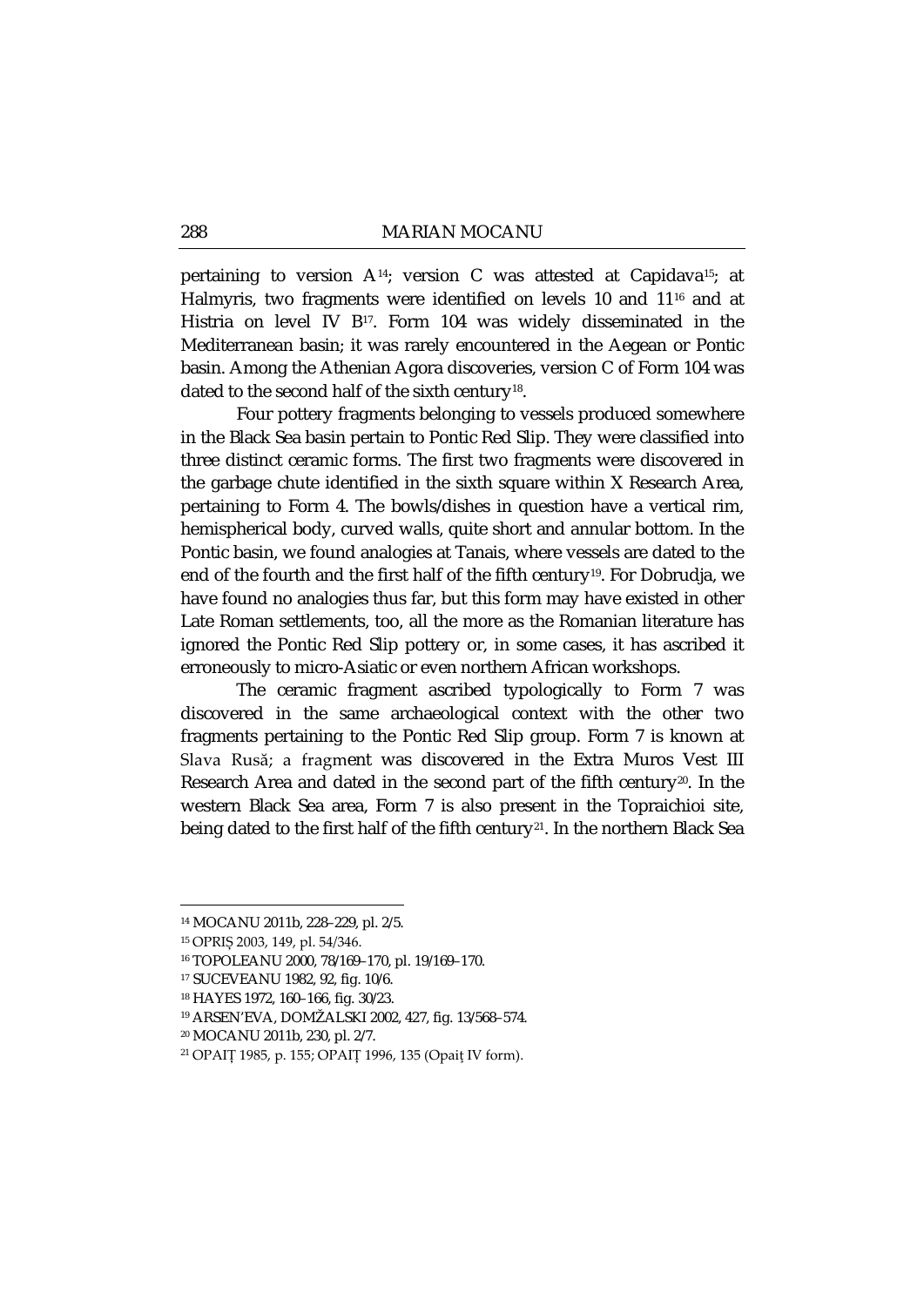pertaining to version A[14]; version C was attested at Capidava[15]; at Halmyris, two fragments were identified on levels 10 and 11[16] and at Histria on level IV B[17]. Form 104 was widely disseminated in the Mediterranean basin; it was rarely encountered in the Aegean or Pontic basin. Among the Athenian Agora discoveries, version C of Form 104 was dated to the second half of the sixth century[18].

Four pottery fragments belonging to vessels produced somewhere in the Black Sea basin pertain to Pontic Red Slip. They were classified into three distinct ceramic forms. The first two fragments were discovered in the garbage chute identified in the sixth square within X Research Area, pertaining to Form 4. The bowls/dishes in question have a vertical rim, hemispherical body, curved walls, quite short and annular bottom. In the Pontic basin, we found analogies at Tanais, where vessels are dated to the end of the fourth and the first half of the fifth century[19]. For Dobrudja, we have found no analogies thus far, but this form may have existed in other Late Roman settlements, too, all the more as the Romanian literature has ignored the Pontic Red Slip pottery or, in some cases, it has ascribed it erroneously to micro-Asiatic or even northern African workshops.

The ceramic fragment ascribed typologically to Form 7 was discovered in the same archaeological context with the other two fragments pertaining to the Pontic Red Slip group. Form 7 is known at Slava Rusă; a fragment was discovered in the Extra Muros Vest III Research Area and dated in the second part of the fifth century[20]. In the western Black Sea area, Form 7 is also present in the Topraichioi site, being dated to the first half of the fifth century[21]. In the northern Black Sea

---

[14] MOCANU 2011b, 228–229, pl. 2/5.

[15] OPRIȘ 2003, 149, pl. 54/346.

[16] TOPOLEANU 2000, 78/169–170, pl. 19/169–170.

[17] SUCEVEANU 1982, 92, fig. 10/6.

[18] HAYES 1972, 160–166, fig. 30/23.

[19] ARSEN'EVA, DOMŽALSKI 2002, 427, fig. 13/568–574.

[20] MOCANU 2011b, 230, pl. 2/7.

[21] OPAIȚ 1985, p. 155; OPAIȚ 1996, 135 (Opaiț IV form).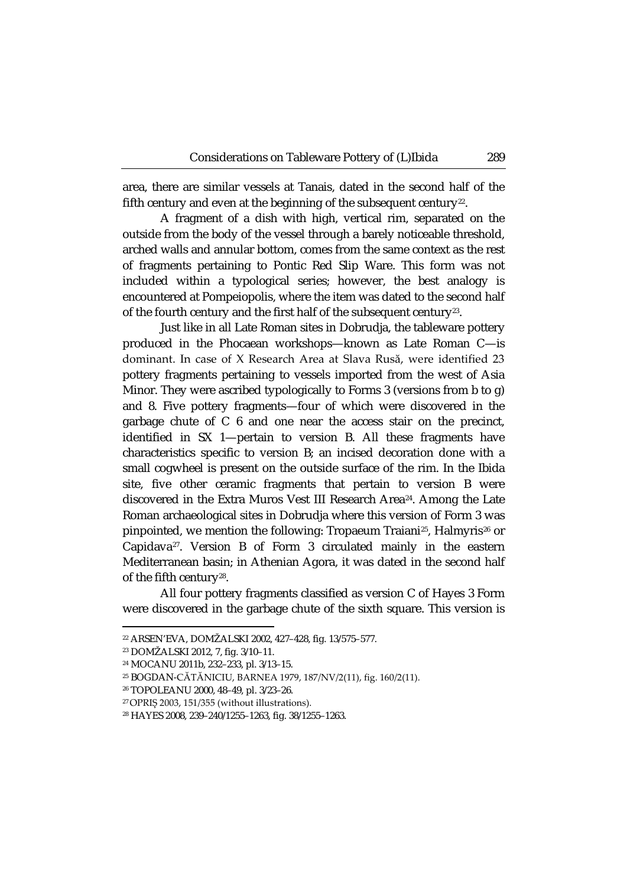area, there are similar vessels at Tanais, dated in the second half of the fifth century and even at the beginning of the subsequent century[22].

A fragment of a dish with high, vertical rim, separated on the outside from the body of the vessel through a barely noticeable threshold, arched walls and annular bottom, comes from the same context as the rest of fragments pertaining to Pontic Red Slip Ware. This form was not included within a typological series; however, the best analogy is encountered at Pompeiopolis, where the item was dated to the second half of the fourth century and the first half of the subsequent century[23].

Just like in all Late Roman sites in Dobrudja, the tableware pottery produced in the Phocaean workshops—known as Late Roman C—is dominant. In case of X Research Area at Slava Rusă, were identified 23 pottery fragments pertaining to vessels imported from the west of Asia Minor. They were ascribed typologically to Forms 3 (versions from b to g) and 8. Five pottery fragments—four of which were discovered in the garbage chute of C 6 and one near the access stair on the precinct, identified in SX 1—pertain to version B. All these fragments have characteristics specific to version B; an incised decoration done with a small cogwheel is present on the outside surface of the rim. In the Ibida site, five other ceramic fragments that pertain to version B were discovered in the Extra Muros Vest III Research Area[24]. Among the Late Roman archaeological sites in Dobrudja where this version of Form 3 was pinpointed, we mention the following: Tropaeum Traiani[25], Halmyris[26] or Capidava[27]. Version B of Form 3 circulated mainly in the eastern Mediterranean basin; in Athenian Agora, it was dated in the second half of the fifth century[28].

All four pottery fragments classified as version C of Hayes 3 Form were discovered in the garbage chute of the sixth square. This version is

---

[22] ARSEN'EVA, DOMŽALSKI 2002, 427–428, fig. 13/575–577.

[23] DOMŽALSKI 2012, 7, fig. 3/10–11.

[24] MOCANU 2011b, 232–233, pl. 3/13–15.

[25] BOGDAN-CĂTĂNICIU, BARNEA 1979, 187/NV/2(11), fig. 160/2(11).

[26] TOPOLEANU 2000, 48–49, pl. 3/23–26.

[27] OPRIȘ 2003, 151/355 (without illustrations).

[28] HAYES 2008, 239–240/1255–1263, fig. 38/1255–1263.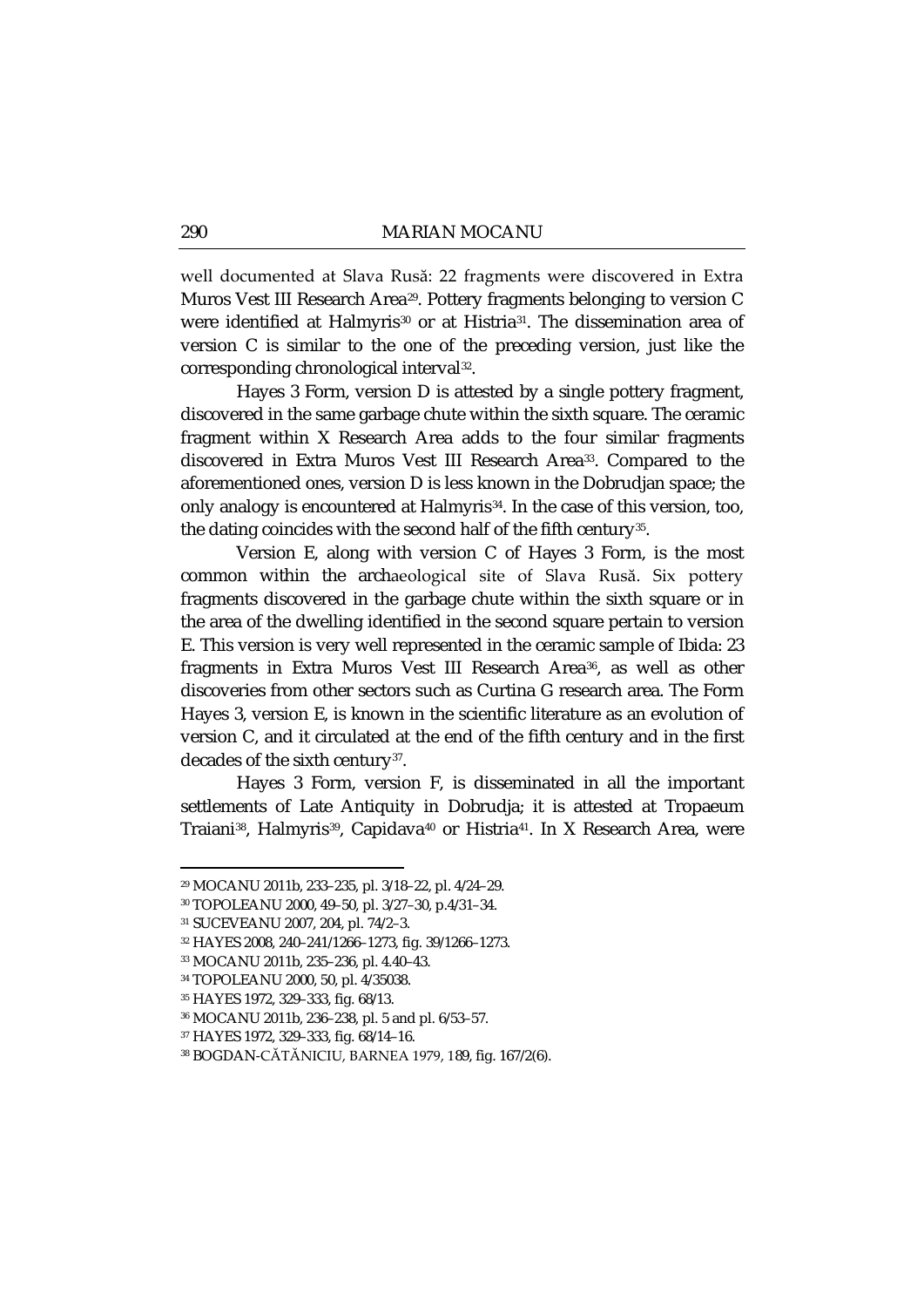well documented at Slava Rusă: 22 fragments were discovered in Extra Muros Vest III Research Area[29]. Pottery fragments belonging to version C were identified at Halmyris[30] or at Histria[31]. The dissemination area of version C is similar to the one of the preceding version, just like the corresponding chronological interval[32].

Hayes 3 Form, version D is attested by a single pottery fragment, discovered in the same garbage chute within the sixth square. The ceramic fragment within X Research Area adds to the four similar fragments discovered in Extra Muros Vest III Research Area[33]. Compared to the aforementioned ones, version D is less known in the Dobrudjan space; the only analogy is encountered at Halmyris[34]. In the case of this version, too, the dating coincides with the second half of the fifth century[35].

Version E, along with version C of Hayes 3 Form, is the most common within the archaeological site of Slava Rusă. Six pottery fragments discovered in the garbage chute within the sixth square or in the area of the dwelling identified in the second square pertain to version E. This version is very well represented in the ceramic sample of Ibida: 23 fragments in Extra Muros Vest III Research Area[36], as well as other discoveries from other sectors such as Curtina G research area. The Form Hayes 3, version E, is known in the scientific literature as an evolution of version C, and it circulated at the end of the fifth century and in the first decades of the sixth century[37].

Hayes 3 Form, version F, is disseminated in all the important settlements of Late Antiquity in Dobrudja; it is attested at Tropaeum Traiani[38], Halmyris[39], Capidava[40] or Histria[41]. In X Research Area, were

---

[29] MOCANU 2011b, 233–235, pl. 3/18–22, pl. 4/24–29.

[30] TOPOLEANU 2000, 49–50, pl. 3/27–30, p.4/31–34.

[31] SUCEVEANU 2007, 204, pl. 74/2–3.

[32] HAYES 2008, 240–241/1266–1273, fig. 39/1266–1273.

[33] MOCANU 2011b, 235–236, pl. 4.40–43.

[34] TOPOLEANU 2000, 50, pl. 4/35038.

[35] HAYES 1972, 329–333, fig. 68/13.

[36] MOCANU 2011b, 236–238, pl. 5 and pl. 6/53–57.

[37] HAYES 1972, 329–333, fig. 68/14–16.

[38] BOGDAN-CĂTĂNICIU, BARNEA 1979, 189, fig. 167/2(6).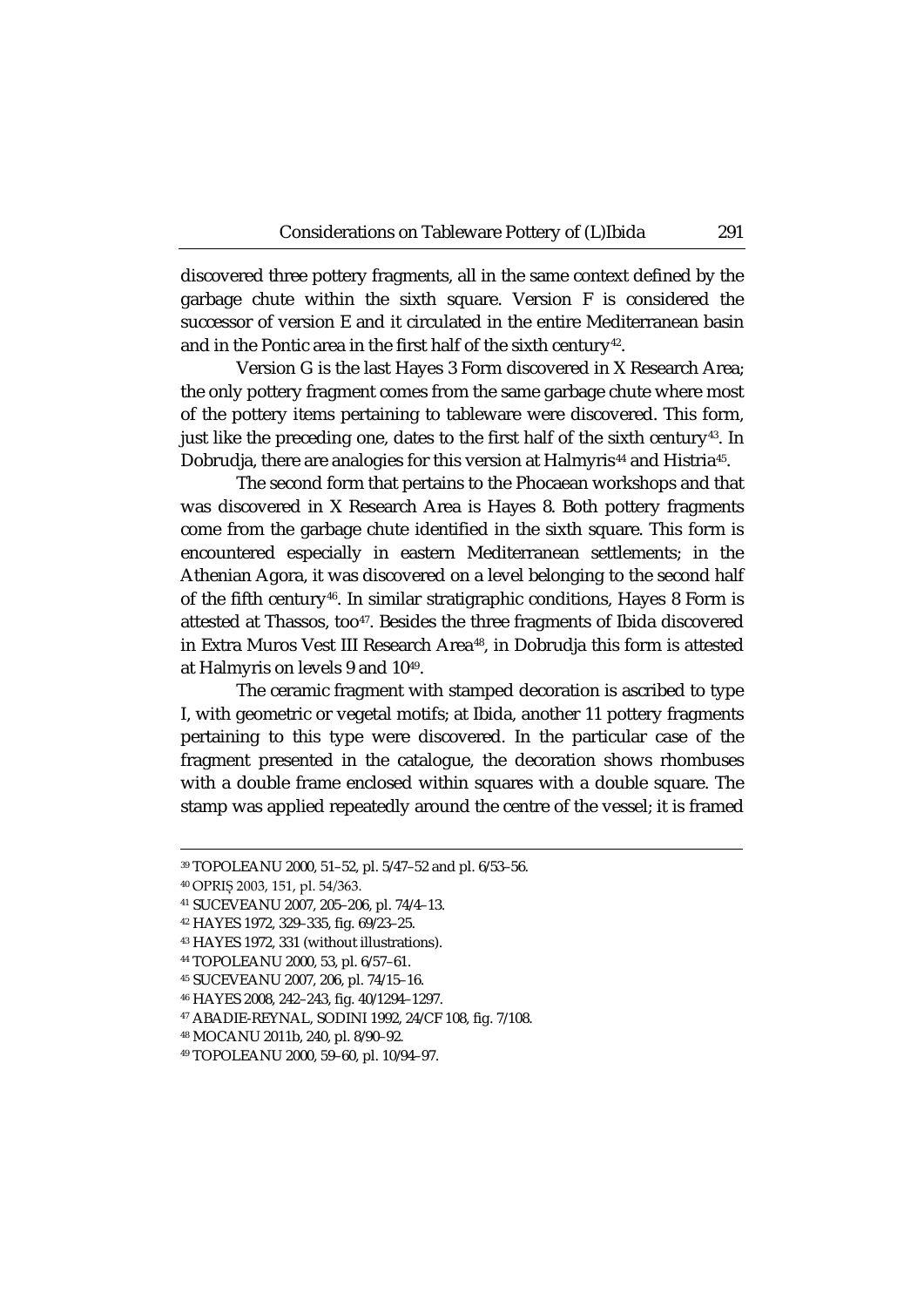discovered three pottery fragments, all in the same context defined by the garbage chute within the sixth square. Version F is considered the successor of version E and it circulated in the entire Mediterranean basin and in the Pontic area in the first half of the sixth century[42].

Version G is the last Hayes 3 Form discovered in X Research Area; the only pottery fragment comes from the same garbage chute where most of the pottery items pertaining to tableware were discovered. This form, just like the preceding one, dates to the first half of the sixth century[43]. In Dobrudja, there are analogies for this version at Halmyris[44] and Histria[45].

The second form that pertains to the Phocaean workshops and that was discovered in X Research Area is Hayes 8. Both pottery fragments come from the garbage chute identified in the sixth square. This form is encountered especially in eastern Mediterranean settlements; in the Athenian Agora, it was discovered on a level belonging to the second half of the fifth century[46]. In similar stratigraphic conditions, Hayes 8 Form is attested at Thassos, too[47]. Besides the three fragments of Ibida discovered in Extra Muros Vest III Research Area[48], in Dobrudja this form is attested at Halmyris on levels 9 and 10[49].

The ceramic fragment with stamped decoration is ascribed to type I, with geometric or vegetal motifs; at Ibida, another 11 pottery fragments pertaining to this type were discovered. In the particular case of the fragment presented in the catalogue, the decoration shows rhombuses with a double frame enclosed within squares with a double square. The stamp was applied repeatedly around the centre of the vessel; it is framed

---

[39] TOPOLEANU 2000, 51–52, pl. 5/47–52 and pl. 6/53–56.

[40] OPRIȘ 2003, 151, pl. 54/363.

[41] SUCEVEANU 2007, 205–206, pl. 74/4–13.

[42] HAYES 1972, 329–335, fig. 69/23–25.

[43] HAYES 1972, 331 (without illustrations).

[44] TOPOLEANU 2000, 53, pl. 6/57–61.

[45] SUCEVEANU 2007, 206, pl. 74/15–16.

[46] HAYES 2008, 242–243, fig. 40/1294–1297.

[47] ABADIE-REYNAL, SODINI 1992, 24/CF 108, fig. 7/108.

[48] MOCANU 2011b, 240, pl. 8/90–92.

[49] TOPOLEANU 2000, 59–60, pl. 10/94–97.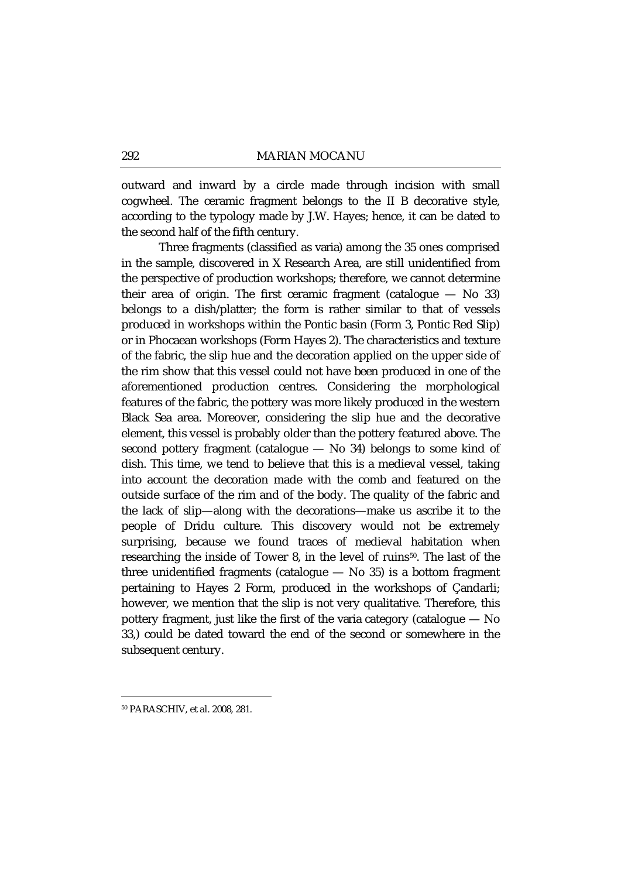outward and inward by a circle made through incision with small cogwheel. The ceramic fragment belongs to the II B decorative style, according to the typology made by J.W. Hayes; hence, it can be dated to the second half of the fifth century.

Three fragments (classified as varia) among the 35 ones comprised in the sample, discovered in X Research Area, are still unidentified from the perspective of production workshops; therefore, we cannot determine their area of origin. The first ceramic fragment (catalogue — No 33) belongs to a dish/platter; the form is rather similar to that of vessels produced in workshops within the Pontic basin (Form 3, Pontic Red Slip) or in Phocaean workshops (Form Hayes 2). The characteristics and texture of the fabric, the slip hue and the decoration applied on the upper side of the rim show that this vessel could not have been produced in one of the aforementioned production centres. Considering the morphological features of the fabric, the pottery was more likely produced in the western Black Sea area. Moreover, considering the slip hue and the decorative element, this vessel is probably older than the pottery featured above. The second pottery fragment (catalogue — No 34) belongs to some kind of dish. This time, we tend to believe that this is a medieval vessel, taking into account the decoration made with the comb and featured on the outside surface of the rim and of the body. The quality of the fabric and the lack of slip—along with the decorations—make us ascribe it to the people of Dridu culture. This discovery would not be extremely surprising, because we found traces of medieval habitation when researching the inside of Tower 8, in the level of ruins[50]. The last of the three unidentified fragments (catalogue — No 35) is a bottom fragment pertaining to Hayes 2 Form, produced in the workshops of Çandarli; however, we mention that the slip is not very qualitative. Therefore, this pottery fragment, just like the first of the varia category (catalogue — No 33,) could be dated toward the end of the second or somewhere in the subsequent century.

---

[50] PARASCHIV, et al. 2008, 281.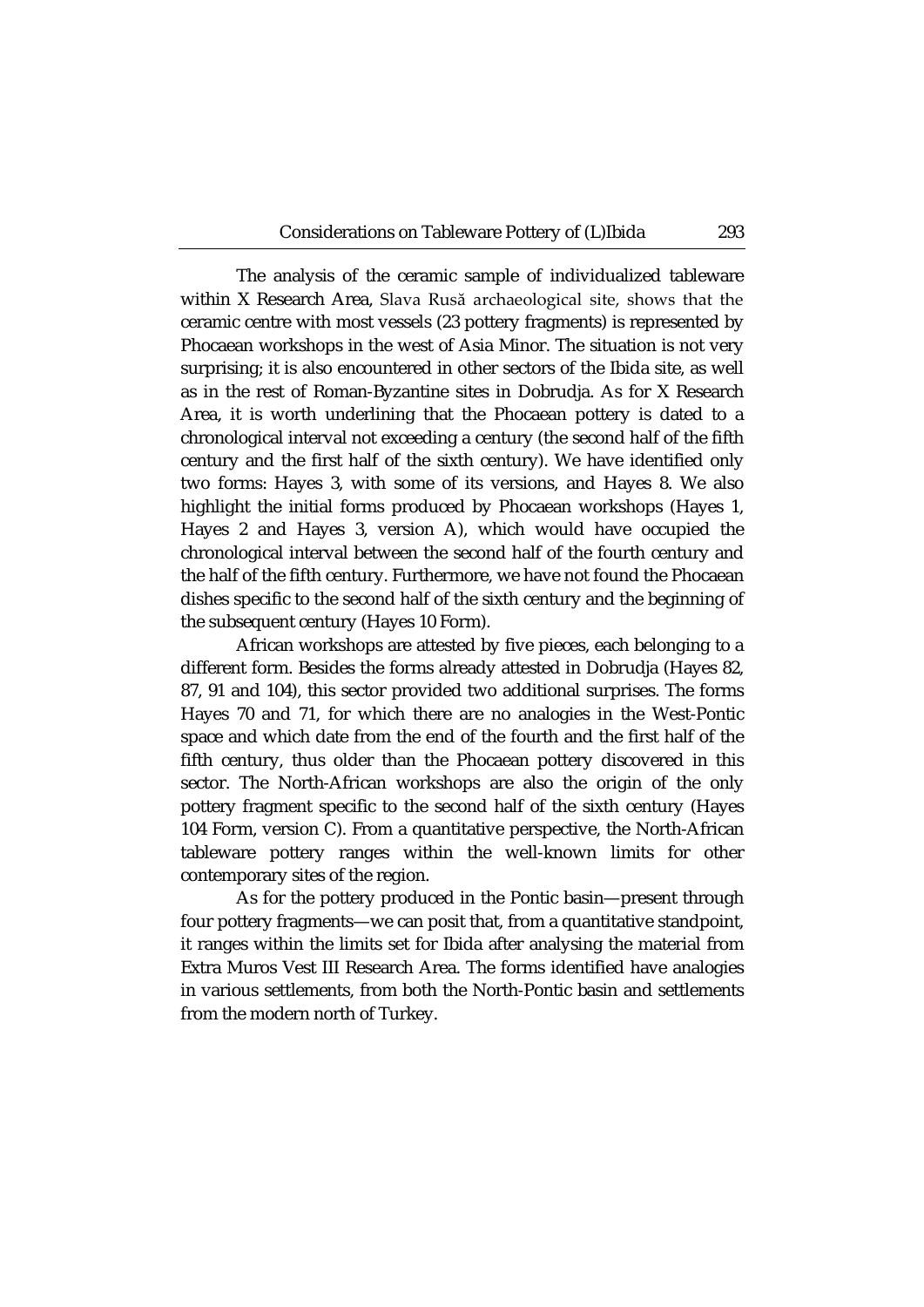The analysis of the ceramic sample of individualized tableware within X Research Area, Slava Rusă archaeological site, shows that the ceramic centre with most vessels (23 pottery fragments) is represented by Phocaean workshops in the west of Asia Minor. The situation is not very surprising; it is also encountered in other sectors of the Ibida site, as well as in the rest of Roman-Byzantine sites in Dobrudja. As for X Research Area, it is worth underlining that the Phocaean pottery is dated to a chronological interval not exceeding a century (the second half of the fifth century and the first half of the sixth century). We have identified only two forms: Hayes 3, with some of its versions, and Hayes 8. We also highlight the initial forms produced by Phocaean workshops (Hayes 1, Hayes 2 and Hayes 3, version A), which would have occupied the chronological interval between the second half of the fourth century and the half of the fifth century. Furthermore, we have not found the Phocaean dishes specific to the second half of the sixth century and the beginning of the subsequent century (Hayes 10 Form).

African workshops are attested by five pieces, each belonging to a different form. Besides the forms already attested in Dobrudja (Hayes 82, 87, 91 and 104), this sector provided two additional surprises. The forms Hayes 70 and 71, for which there are no analogies in the West-Pontic space and which date from the end of the fourth and the first half of the fifth century, thus older than the Phocaean pottery discovered in this sector. The North-African workshops are also the origin of the only pottery fragment specific to the second half of the sixth century (Hayes 104 Form, version C). From a quantitative perspective, the North-African tableware pottery ranges within the well-known limits for other contemporary sites of the region.

As for the pottery produced in the Pontic basin—present through four pottery fragments—we can posit that, from a quantitative standpoint, it ranges within the limits set for Ibida after analysing the material from Extra Muros Vest III Research Area. The forms identified have analogies in various settlements, from both the North-Pontic basin and settlements from the modern north of Turkey.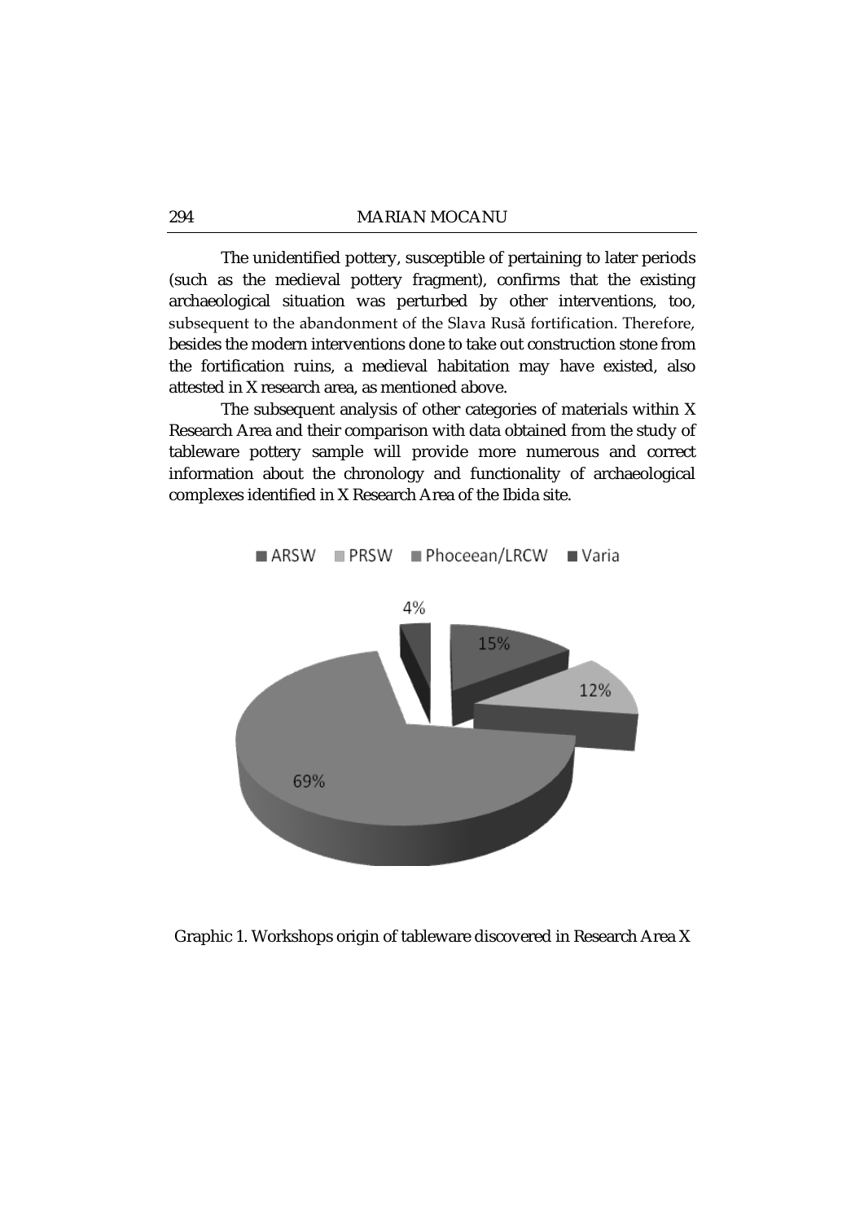The unidentified pottery, susceptible of pertaining to later periods (such as the medieval pottery fragment), confirms that the existing archaeological situation was perturbed by other interventions, too, subsequent to the abandonment of the Slava Rusă fortification. Therefore, besides the modern interventions done to take out construction stone from the fortification ruins, a medieval habitation may have existed, also attested in X research area, as mentioned above.

The subsequent analysis of other categories of materials within X Research Area and their comparison with data obtained from the study of tableware pottery sample will provide more numerous and correct information about the chronology and functionality of archaeological complexes identified in X Research Area of the Ibida site.

■ ARSW ■ PRSW ■ Phoceean/LRCW ■ Varia

4%

15%

12%

69%

Graphic 1. Workshops origin of tableware discovered in Research Area X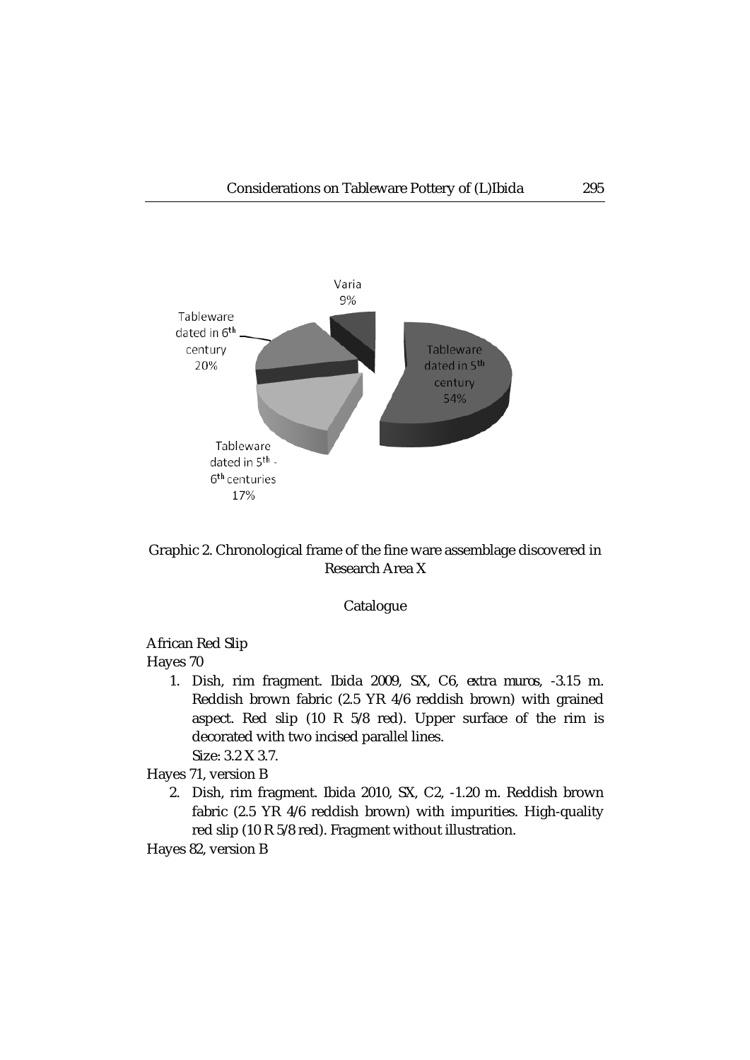Graphic 2. Chronological frame of the fine ware assemblage discovered in Research Area X

## Catalogue

African Red Slip

Hayes 70

1. Dish, rim fragment. Ibida 2009, SX, C6, *extra muros*, -3.15 m. Reddish brown fabric (2.5 YR 4/6 reddish brown) with grained aspect. Red slip (10 R 5/8 red). Upper surface of the rim is decorated with two incised parallel lines.
   Size: 3.2 X 3.7.

Hayes 71, version B

2. Dish, rim fragment. Ibida 2010, SX, C2, -1.20 m. Reddish brown fabric (2.5 YR 4/6 reddish brown) with impurities. High-quality red slip (10 R 5/8 red). Fragment without illustration.

Hayes 82, version B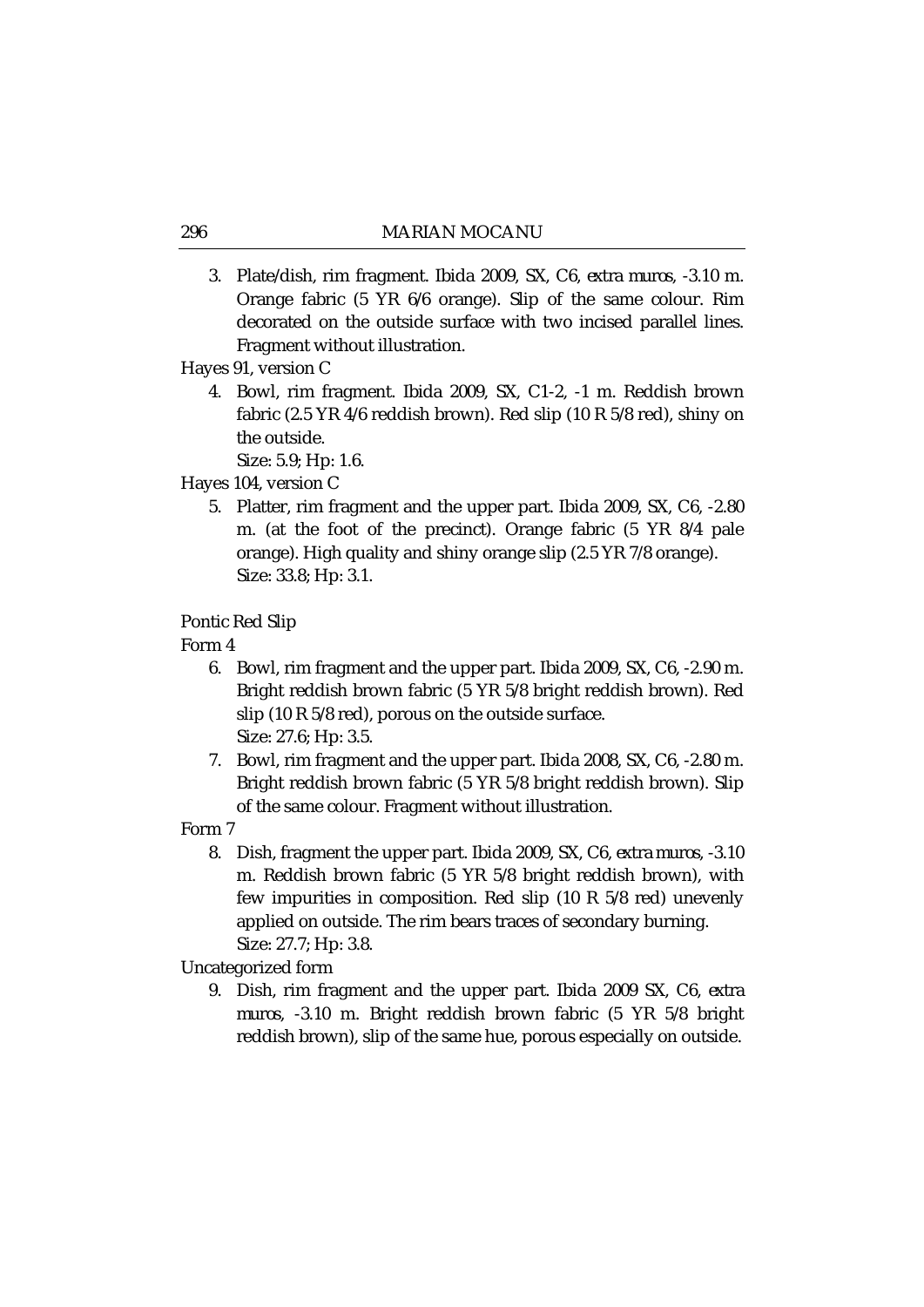3. Plate/dish, rim fragment. Ibida 2009, SX, C6, *extra muros*, -3.10 m. Orange fabric (5 YR 6/6 orange). Slip of the same colour. Rim decorated on the outside surface with two incised parallel lines. Fragment without illustration.

Hayes 91, version C

4. Bowl, rim fragment. Ibida 2009, SX, C1-2, -1 m. Reddish brown fabric (2.5 YR 4/6 reddish brown). Red slip (10 R 5/8 red), shiny on the outside.
   Size: 5.9; Hp: 1.6.

Hayes 104, version C

5. Platter, rim fragment and the upper part. Ibida 2009, SX, C6, -2.80 m. (at the foot of the precinct). Orange fabric (5 YR 8/4 pale orange). High quality and shiny orange slip (2.5 YR 7/8 orange).
   Size: 33.8; Hp: 3.1.

Pontic Red Slip

Form 4

6. Bowl, rim fragment and the upper part. Ibida 2009, SX, C6, -2.90 m. Bright reddish brown fabric (5 YR 5/8 bright reddish brown). Red slip (10 R 5/8 red), porous on the outside surface.
   Size: 27.6; Hp: 3.5.
7. Bowl, rim fragment and the upper part. Ibida 2008, SX, C6, -2.80 m. Bright reddish brown fabric (5 YR 5/8 bright reddish brown). Slip of the same colour. Fragment without illustration.

Form 7

8. Dish, fragment the upper part. Ibida 2009, SX, C6, *extra muros*, -3.10 m. Reddish brown fabric (5 YR 5/8 bright reddish brown), with few impurities in composition. Red slip (10 R 5/8 red) unevenly applied on outside. The rim bears traces of secondary burning.
   Size: 27.7; Hp: 3.8.

Uncategorized form

9. Dish, rim fragment and the upper part. Ibida 2009 SX, C6, *extra muros*, -3.10 m. Bright reddish brown fabric (5 YR 5/8 bright reddish brown), slip of the same hue, porous especially on outside.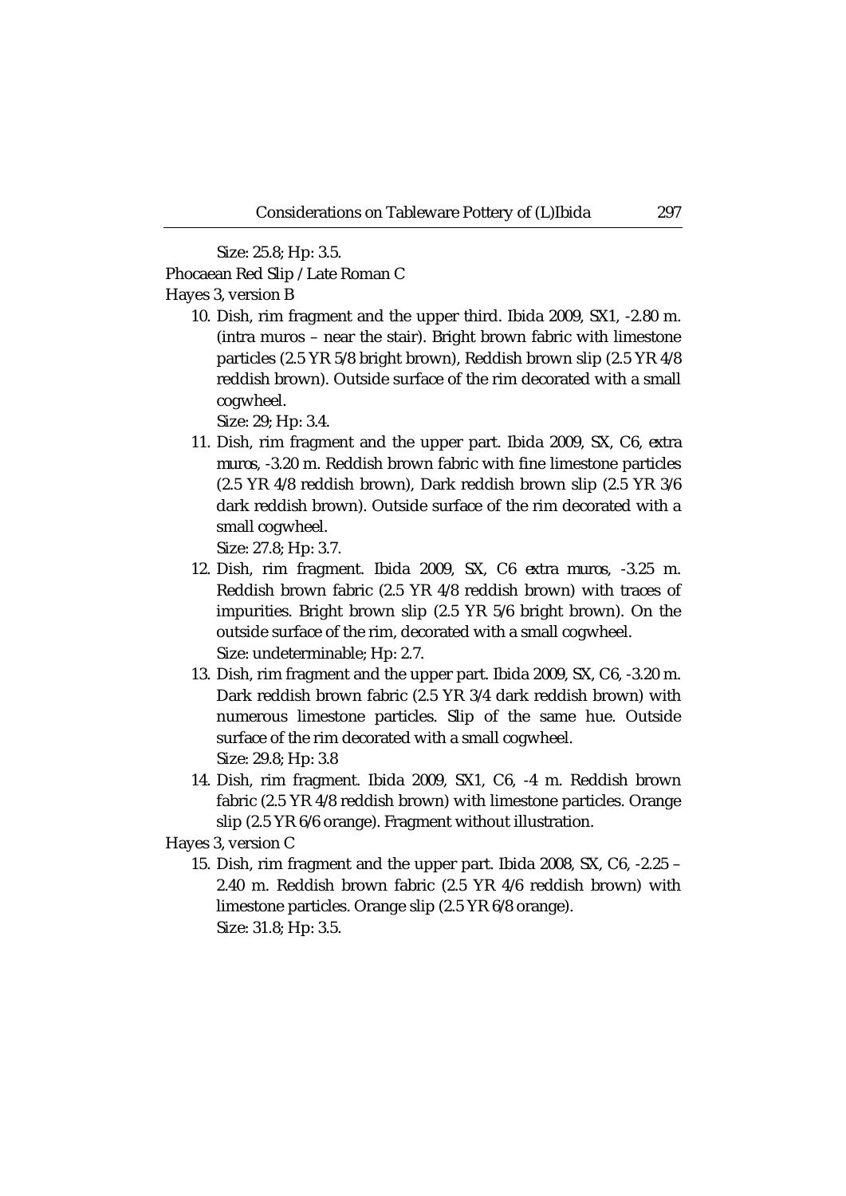Size: 25.8; Hp: 3.5.

Phocaean Red Slip / Late Roman C

Hayes 3, version B

10. Dish, rim fragment and the upper third. Ibida 2009, SX1, -2.80 m. (intra muros – near the stair). Bright brown fabric with limestone particles (2.5 YR 5/8 bright brown), Reddish brown slip (2.5 YR 4/8 reddish brown). Outside surface of the rim decorated with a small cogwheel.
    Size: 29; Hp: 3.4.
11. Dish, rim fragment and the upper part. Ibida 2009, SX, C6, *extra muros*, -3.20 m. Reddish brown fabric with fine limestone particles (2.5 YR 4/8 reddish brown), Dark reddish brown slip (2.5 YR 3/6 dark reddish brown). Outside surface of the rim decorated with a small cogwheel.
    Size: 27.8; Hp: 3.7.
12. Dish, rim fragment. Ibida 2009, SX, C6 *extra muros*, -3.25 m. Reddish brown fabric (2.5 YR 4/8 reddish brown) with traces of impurities. Bright brown slip (2.5 YR 5/6 bright brown). On the outside surface of the rim, decorated with a small cogwheel.
    Size: undeterminable; Hp: 2.7.
13. Dish, rim fragment and the upper part. Ibida 2009, SX, C6, -3.20 m. Dark reddish brown fabric (2.5 YR 3/4 dark reddish brown) with numerous limestone particles. Slip of the same hue. Outside surface of the rim decorated with a small cogwheel.
    Size: 29.8; Hp: 3.8
14. Dish, rim fragment. Ibida 2009, SX1, C6, -4 m. Reddish brown fabric (2.5 YR 4/8 reddish brown) with limestone particles. Orange slip (2.5 YR 6/6 orange). Fragment without illustration.

Hayes 3, version C

15. Dish, rim fragment and the upper part. Ibida 2008, SX, C6, -2.25 – 2.40 m. Reddish brown fabric (2.5 YR 4/6 reddish brown) with limestone particles. Orange slip (2.5 YR 6/8 orange).
    Size: 31.8; Hp: 3.5.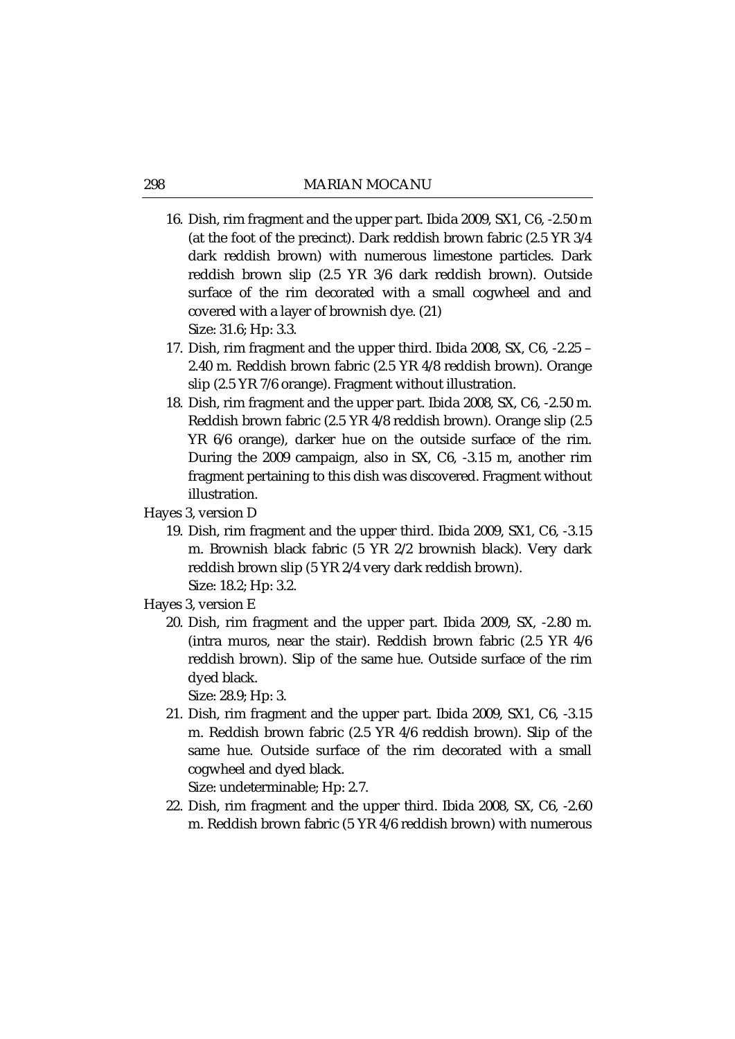16. Dish, rim fragment and the upper part. Ibida 2009, SX1, C6, -2.50 m (at the foot of the precinct). Dark reddish brown fabric (2.5 YR 3/4 dark reddish brown) with numerous limestone particles. Dark reddish brown slip (2.5 YR 3/6 dark reddish brown). Outside surface of the rim decorated with a small cogwheel and and covered with a layer of brownish dye. (21)
    Size: 31.6; Hp: 3.3.
17. Dish, rim fragment and the upper third. Ibida 2008, SX, C6, -2.25 – 2.40 m. Reddish brown fabric (2.5 YR 4/8 reddish brown). Orange slip (2.5 YR 7/6 orange). Fragment without illustration.
18. Dish, rim fragment and the upper part. Ibida 2008, SX, C6, -2.50 m. Reddish brown fabric (2.5 YR 4/8 reddish brown). Orange slip (2.5 YR 6/6 orange), darker hue on the outside surface of the rim. During the 2009 campaign, also in SX, C6, -3.15 m, another rim fragment pertaining to this dish was discovered. Fragment without illustration.

Hayes 3, version D

19. Dish, rim fragment and the upper third. Ibida 2009, SX1, C6, -3.15 m. Brownish black fabric (5 YR 2/2 brownish black). Very dark reddish brown slip (5 YR 2/4 very dark reddish brown).
    Size: 18.2; Hp: 3.2.

Hayes 3, version E

20. Dish, rim fragment and the upper part. Ibida 2009, SX, -2.80 m. (intra muros, near the stair). Reddish brown fabric (2.5 YR 4/6 reddish brown). Slip of the same hue. Outside surface of the rim dyed black.
    Size: 28.9; Hp: 3.
21. Dish, rim fragment and the upper part. Ibida 2009, SX1, C6, -3.15 m. Reddish brown fabric (2.5 YR 4/6 reddish brown). Slip of the same hue. Outside surface of the rim decorated with a small cogwheel and dyed black.
    Size: undeterminable; Hp: 2.7.
22. Dish, rim fragment and the upper third. Ibida 2008, SX, C6, -2.60 m. Reddish brown fabric (5 YR 4/6 reddish brown) with numerous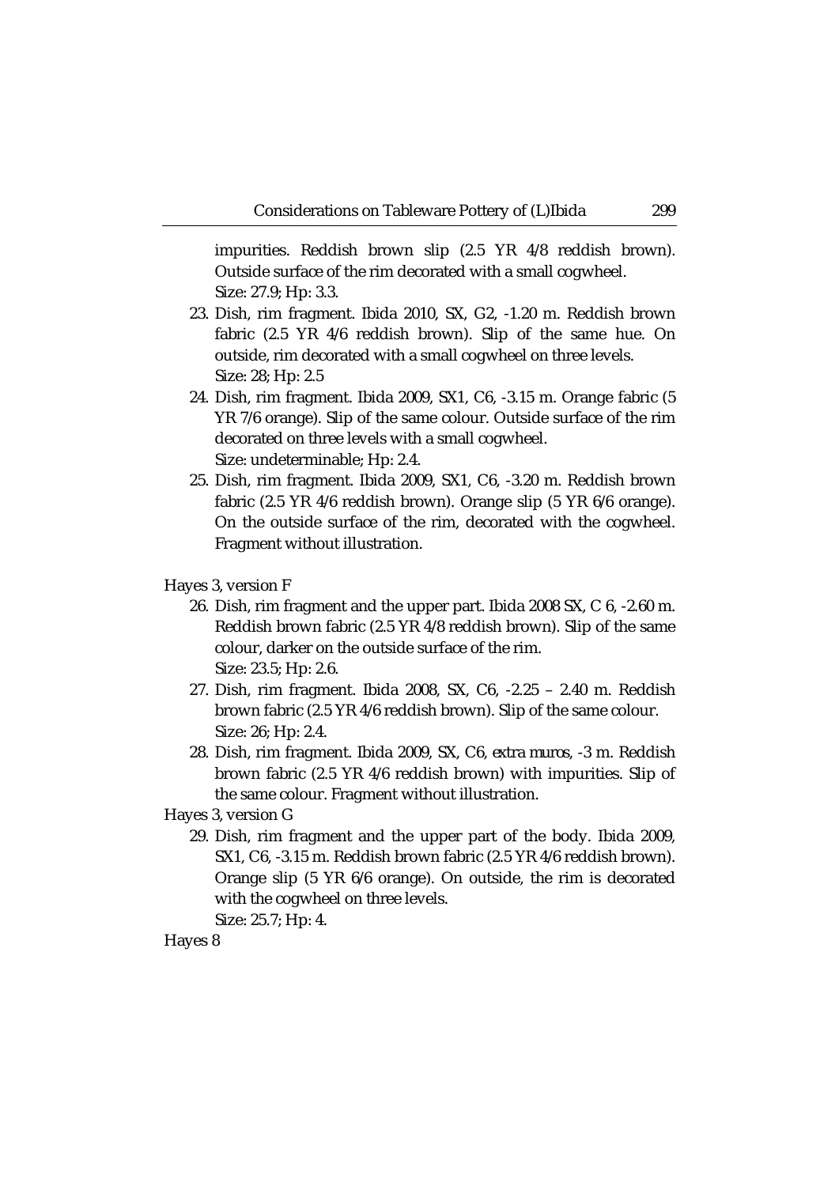impurities. Reddish brown slip (2.5 YR 4/8 reddish brown). Outside surface of the rim decorated with a small cogwheel.
Size: 27.9; Hp: 3.3.

23. Dish, rim fragment. Ibida 2010, SX, G2, -1.20 m. Reddish brown fabric (2.5 YR 4/6 reddish brown). Slip of the same hue. On outside, rim decorated with a small cogwheel on three levels.
Size: 28; Hp: 2.5
24. Dish, rim fragment. Ibida 2009, SX1, C6, -3.15 m. Orange fabric (5 YR 7/6 orange). Slip of the same colour. Outside surface of the rim decorated on three levels with a small cogwheel.
Size: undeterminable; Hp: 2.4.
25. Dish, rim fragment. Ibida 2009, SX1, C6, -3.20 m. Reddish brown fabric (2.5 YR 4/6 reddish brown). Orange slip (5 YR 6/6 orange). On the outside surface of the rim, decorated with the cogwheel. Fragment without illustration.

Hayes 3, version F

26. Dish, rim fragment and the upper part. Ibida 2008 SX, C 6, -2.60 m. Reddish brown fabric (2.5 YR 4/8 reddish brown). Slip of the same colour, darker on the outside surface of the rim.
Size: 23.5; Hp: 2.6.
27. Dish, rim fragment. Ibida 2008, SX, C6, -2.25 – 2.40 m. Reddish brown fabric (2.5 YR 4/6 reddish brown). Slip of the same colour.
Size: 26; Hp: 2.4.
28. Dish, rim fragment. Ibida 2009, SX, C6, *extra muros*, -3 m. Reddish brown fabric (2.5 YR 4/6 reddish brown) with impurities. Slip of the same colour. Fragment without illustration.

Hayes 3, version G

29. Dish, rim fragment and the upper part of the body. Ibida 2009, SX1, C6, -3.15 m. Reddish brown fabric (2.5 YR 4/6 reddish brown). Orange slip (5 YR 6/6 orange). On outside, the rim is decorated with the cogwheel on three levels.
Size: 25.7; Hp: 4.

Hayes 8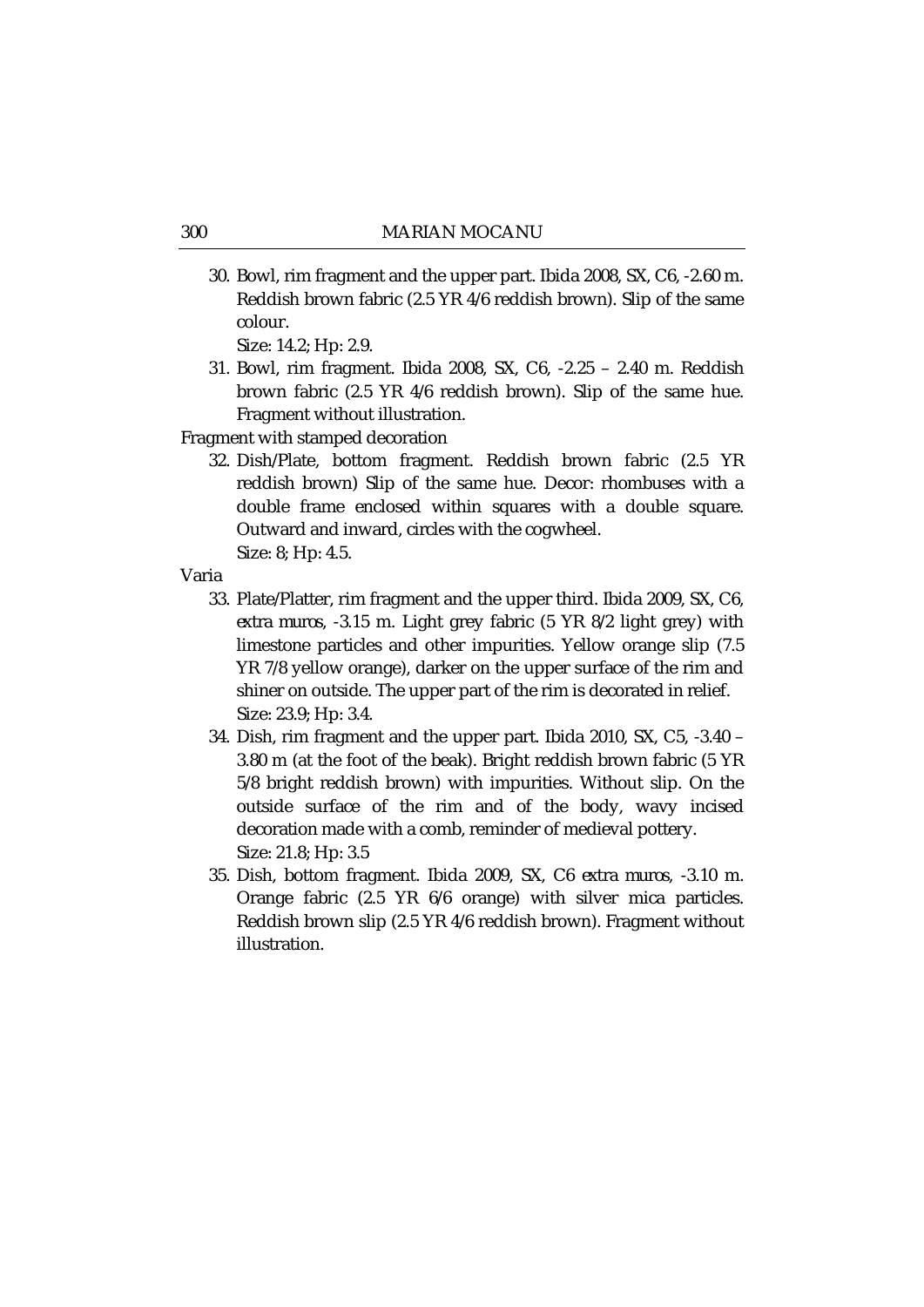30. Bowl, rim fragment and the upper part. Ibida 2008, SX, C6, -2.60 m. Reddish brown fabric (2.5 YR 4/6 reddish brown). Slip of the same colour.
    Size: 14.2; Hp: 2.9.
31. Bowl, rim fragment. Ibida 2008, SX, C6, -2.25 – 2.40 m. Reddish brown fabric (2.5 YR 4/6 reddish brown). Slip of the same hue. Fragment without illustration.

Fragment with stamped decoration

32. Dish/Plate, bottom fragment. Reddish brown fabric (2.5 YR reddish brown) Slip of the same hue. Decor: rhombuses with a double frame enclosed within squares with a double square. Outward and inward, circles with the cogwheel.
    Size: 8; Hp: 4.5.

Varia

33. Plate/Platter, rim fragment and the upper third. Ibida 2009, SX, C6, *extra muros*, -3.15 m. Light grey fabric (5 YR 8/2 light grey) with limestone particles and other impurities. Yellow orange slip (7.5 YR 7/8 yellow orange), darker on the upper surface of the rim and shiner on outside. The upper part of the rim is decorated in relief.
    Size: 23.9; Hp: 3.4.
34. Dish, rim fragment and the upper part. Ibida 2010, SX, C5, -3.40 – 3.80 m (at the foot of the beak). Bright reddish brown fabric (5 YR 5/8 bright reddish brown) with impurities. Without slip. On the outside surface of the rim and of the body, wavy incised decoration made with a comb, reminder of medieval pottery.
    Size: 21.8; Hp: 3.5
35. Dish, bottom fragment. Ibida 2009, SX, C6 *extra muros*, -3.10 m. Orange fabric (2.5 YR 6/6 orange) with silver mica particles. Reddish brown slip (2.5 YR 4/6 reddish brown). Fragment without illustration.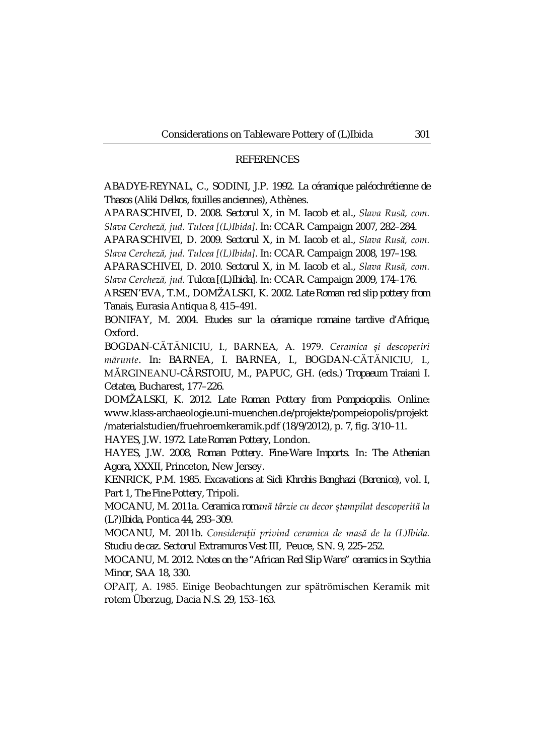## REFERENCES

ABADYE-REYNAL, C., SODINI, J.P. 1992. *La céramique paléochrétienne de Thasos (Aliki Delkos, fouilles anciennes)*, Athènes.

APARASCHIVEI, D. 2008. *Sectorul X*, in M. Iacob et al., *Slava Rusă, com. Slava Cercheză, jud. Tulcea [(L)Ibida]*. In: CCAR. Campaign 2007, 282–284.

APARASCHIVEI, D. 2009. *Sectorul X*, in M. Iacob et al., *Slava Rusă, com. Slava Cercheză, jud. Tulcea [(L)Ibida]*. In: CCAR. Campaign 2008, 197–198.

APARASCHIVEI, D. 2010. *Sectorul X*, in M. Iacob et al., *Slava Rusă, com. Slava Cercheză, jud. Tulcea [(L)Ibida]*. In: CCAR. Campaign 2009, 174–176.

ARSEN'EVA, T.M., DOMŽALSKI, K. 2002. *Late Roman red slip pottery from Tanais*, Eurasia Antiqua 8, 415–491.

BONIFAY, M. 2004. *Etudes sur la céramique romaine tardive d'Afrique*, Oxford.

BOGDAN-CĂTĂNICIU, I., BARNEA, A. 1979. *Ceramica și descoperiri mărunte*. In: BARNEA, I. BARNEA, I., BOGDAN-CĂTĂNICIU, I., MĂRGINEANU-CÂRSTOIU, M., PAPUC, GH. (eds.) *Tropaeum Traiani I. Cetatea*, Bucharest, 177–226.

DOMŽALSKI, K. 2012. *Late Roman Pottery from Pompeiopolis*. Online: www.klass-archaeologie.uni-muenchen.de/projekte/pompeiopolis/projekt /materialstudien/fruehroemkeramik.pdf (18/9/2012), p. 7, fig. 3/10–11.

HAYES, J.W. 1972. *Late Roman Pottery*, London.

HAYES, J.W. 2008, *Roman Pottery. Fine-Ware Imports*. In: *The Athenian Agora*, XXXII, Princeton, New Jersey.

KENRICK, P.M. 1985. *Excavations at Sidi Khrebis Benghazi (Berenice)*, vol. I, Part 1, *The Fine Pottery*, Tripoli.

MOCANU, M. 2011a. *Ceramica romană târzie cu decor ștampilat descoperită la (L?)Ibida*, Pontica 44, 293–309.

MOCANU, M. 2011b. *Considerații privind ceramica de masă de la (L)Ibida. Studiu de caz. Sectorul Extramuros Vest III*, Peuce, S.N. 9, 225–252.

MOCANU, M. 2012. *Notes on the "African Red Slip Ware" ceramics in Scythia Minor*, SAA 18, 330.

OPAIȚ, A. 1985. Einige Beobachtungen zur spätrömischen Keramik mit rotem Überzug, Dacia N.S. 29, 153–163.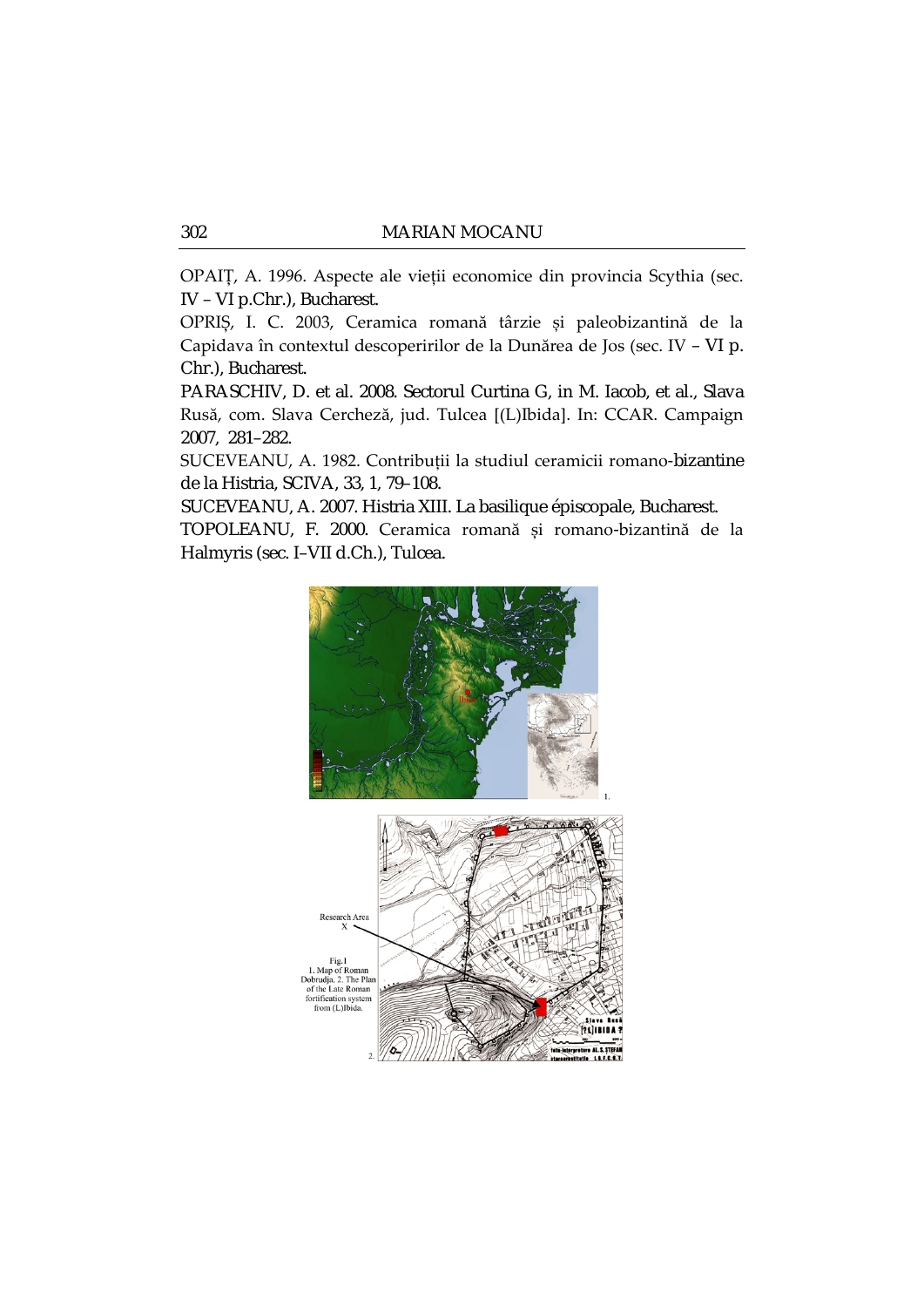OPAIȚ, A. 1996. Aspecte ale vieții economice din provincia Scythia (sec. IV – VI p.Chr.), Bucharest.

OPRIȘ, I. C. 2003, Ceramica romană târzie și paleobizantină de la Capidava în contextul descoperirilor de la Dunărea de Jos (sec. IV – VI p. Chr.), Bucharest.

PARASCHIV, D. et al. 2008. Sectorul Curtina G, in M. Iacob, et al., Slava Rusă, com. Slava Cercheză, jud. Tulcea [(L)Ibida]. In: CCAR. Campaign 2007, 281–282.

SUCEVEANU, A. 1982. Contribuții la studiul ceramicii romano-bizantine de la Histria, SCIVA, 33, 1, 79–108.

SUCEVEANU, A. 2007. Histria XIII. La basilique épiscopale, Bucharest.

TOPOLEANU, F. 2000. Ceramica romană și romano-bizantină de la Halmyris (sec. I–VII d.Ch.), Tulcea.

Research Area X

Fig.1 1. Map of Roman Dobrudja. 2. The Plan of the Late Roman fortification system from (L)Ibida.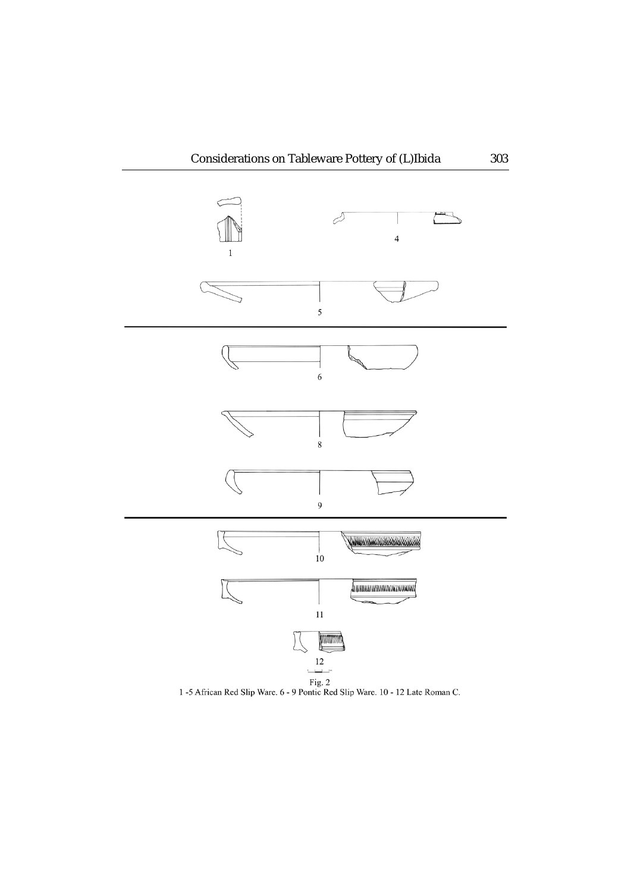Fig. 2
1 -5 African Red Slip Ware. 6 - 9 Pontic Red Slip Ware. 10 - 12 Late Roman C.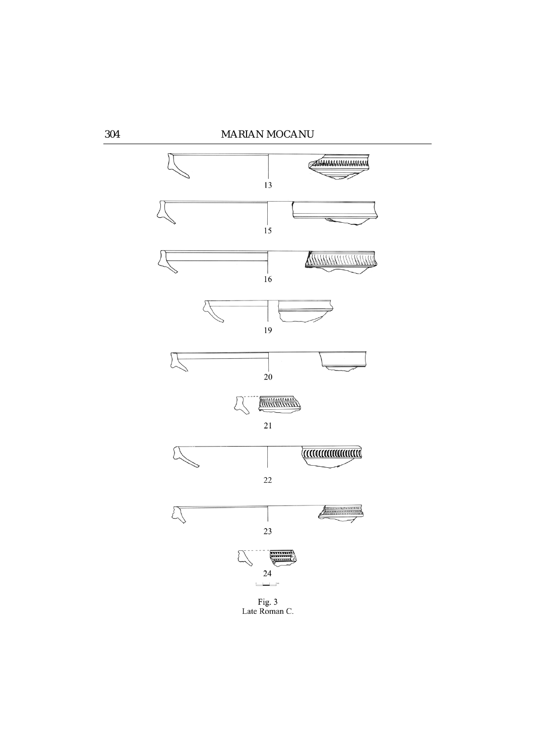13

15

16

19

20

21

22

23

24

Fig. 3
Late Roman C.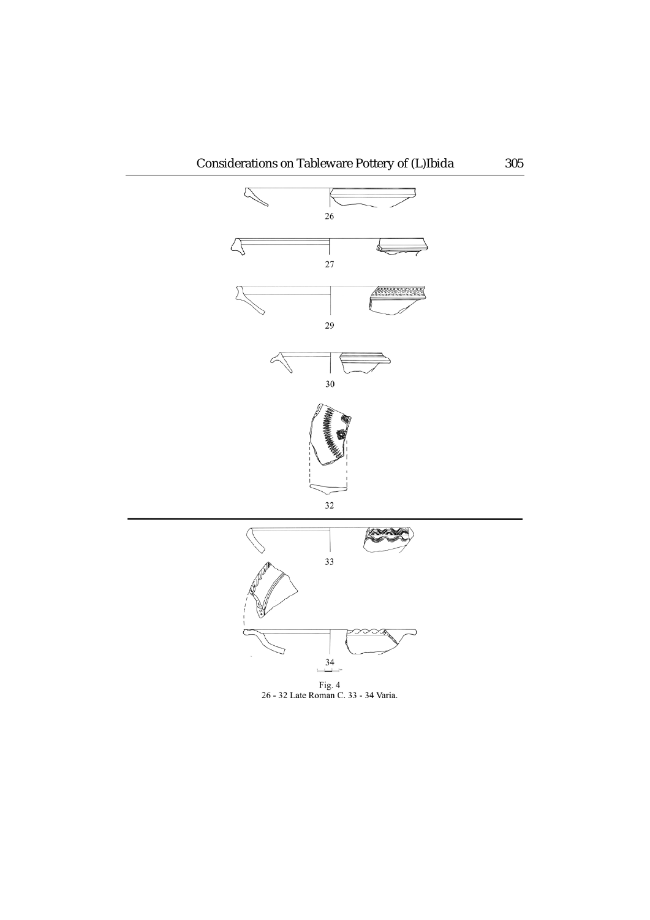26

27

29

30

32

33

34

Fig. 4
26 - 32 Late Roman C. 33 - 34 Varia.